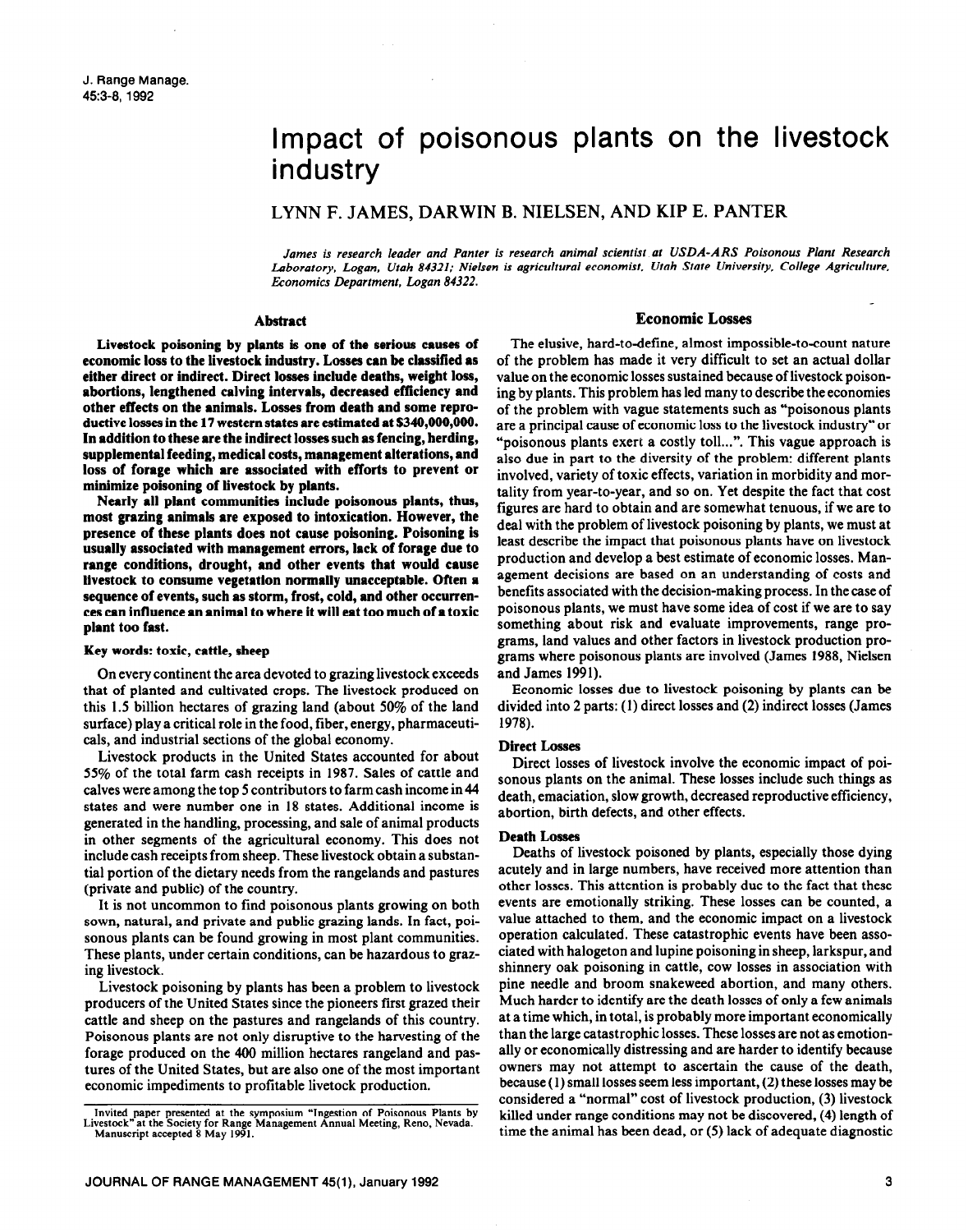# Impact of poisonous plants on the livestock industry

## LYNN F. JAMES, DARWIN B. NIELSEN, AND KIP E. PANTER

*James is research leader and Panter is research animal scientist at USDA-ARS Poisonous Plant Research Laboratory, Logan, Utah 84321; Nielsen is agricultural economist, Utah State University, College Agriculture, Economics Department, Logan 84322.*

### Abstract

**Livestock poisoning by plants is one of the serious causes of economic loss to the livestock industry. Losses can be classified as either direct or indirect. Direct losses include deaths, weight loss, abortions, lengthened calving intervals, decreased efficiency and other effects on the animals. Losses from death and some reproductive losses in the 17 western states are estimated at $340,000,000. In addition to these are the indirect losses such as fencing, herding, supplemental feeding, medical costs, management alterations, and loss of forage which are associated with efforts to prevent or minimize poisoning of livestock by plants.**

**Nearly all plant communities include poisonous plants, thus, most grazing animals are exposed to intoxication. However, the presence of these plants does not cause poisoning. Poisoning is usually associated with management errors, lack of forage due to range conditions, drought, and other events that would cause livestock to consume vegetation normally unacceptable. Often a sequence of events, such as storm, frost, cold, and other occurrences can influence an animal to where it will eat too much of a toxic plant too fast.**

**Key words: toxic, cattle, sheep**

On every continent the area devoted to grazing livestock exceeds that of planted and cultivated crops. The livestock produced on this 1.5 billion hectares of grazing land (about 50% of the land surface) play a critical role in the food, fiber, energy, pharmaceuticals, and industrial sections of the global economy.

Livestock products in the United States accounted for about 55% of the total farm cash receipts in 1987. Sales of cattle and calves were among the top 5 contributors to farm cash income in 44 states and were number one in 18 states. Additional income is generated in the handling, processing, and sale of animal products in other segments of the agricultural economy. This does not include cash receipts from sheep. These livestock obtain a substantial portion of the dietary needs from the rangelands and pastures (private and public) of the country.

It is not uncommon to find poisonous plants growing on both sown, natural, and private and public grazing lands. In fact, poisonous plants can be found growing in most plant communities. These plants, under certain conditions, can be hazardous to grazing livestock.

Livestock poisoning by plants has been a problem to livestock producers of the United States since the pioneers first grazed their cattle and sheep on the pastures and rangelands of this country. Poisonous plants are not only disruptive to the harvesting of the forage produced on the 400 million hectares rangeland and pastures of the United States, but are also one of the most important economic impediments to profitable livestock production.

Invited paper presented at the symposium "Ingestion of Poisonous Plants by Livestock" at the Society for Range Management Annual Meeting, Reno, Nevada. Manuscript accepted 8 May 1991.

### Economic Losses

The elusive, hard-to-define, almost impossible-to-count nature of the problem has made it very difficult to set an actual dollar value on the economic losses sustained because of livestock poisoning by plants. This problem has led many to describe the economies of the problem with vague statements such as "poisonous plants are a principal cause of economic loss to the livestock industry" or "poisonous plants exert a costly toll...". This vague approach is also due in part to the diversity of the problem: different plants involved, variety of toxic effects, variation in morbidity and mortality from year-to-year, and so on. Yet despite the fact that cost figures are hard to obtain and are somewhat tenuous, if we are to deal with the problem of livestock poisoning by plants, we must at least describe the impact that poisonous plants have on livestock production and develop a best estimate of economic losses. Management decisions are based on an understanding of costs and benefits associated with the decision-making process. In the case of poisonous plants, we must have some idea of cost if we are to say something about risk and evaluate improvements, range programs, land values and other factors in livestock production programs where poisonous plants are involved (James 1988, Nielsen and James 1991).

Economic losses due to livestock poisoning by plants can be divided into 2 parts: (1) direct losses and (2) indirect losses (James 1978).

#### Direct Losses

Direct losses of livestock involve the economic impact of poisonous plants on the animal. These losses include such things as death, emaciation, slow growth, decreased reproductive efficiency, abortion, birth defects, and other effects.

#### Death Losses

Deaths of livestock poisoned by plants, especially those dying acutely and in large numbers, have received more attention than other losses. This attention is probably due to the fact that these events are emotionally striking. These losses can be counted, a value attached to them, and the economic impact on a livestock operation calculated. These catastrophic events have been associated with halogeton and lupine poisoning in sheep, larkspur, and shinnery oak poisoning in cattle, cow losses in association with pine needle and broom snakeweed abortion, and many others. Much harder to identify are the death losses of only a few animals at a time which, in total, is probably more important economically than the large catastrophic losses. These losses are not as emotionally or economically distressing and are harder to identify because owners may not attempt to ascertain the cause of the death, because (1) small losses seem less important, (2) these losses may be considered a "normal" cost of livestock production, (3) livestock killed under range conditions may not be discovered, (4) length of time the animal has been dead, or (5) lack of adequate diagnostic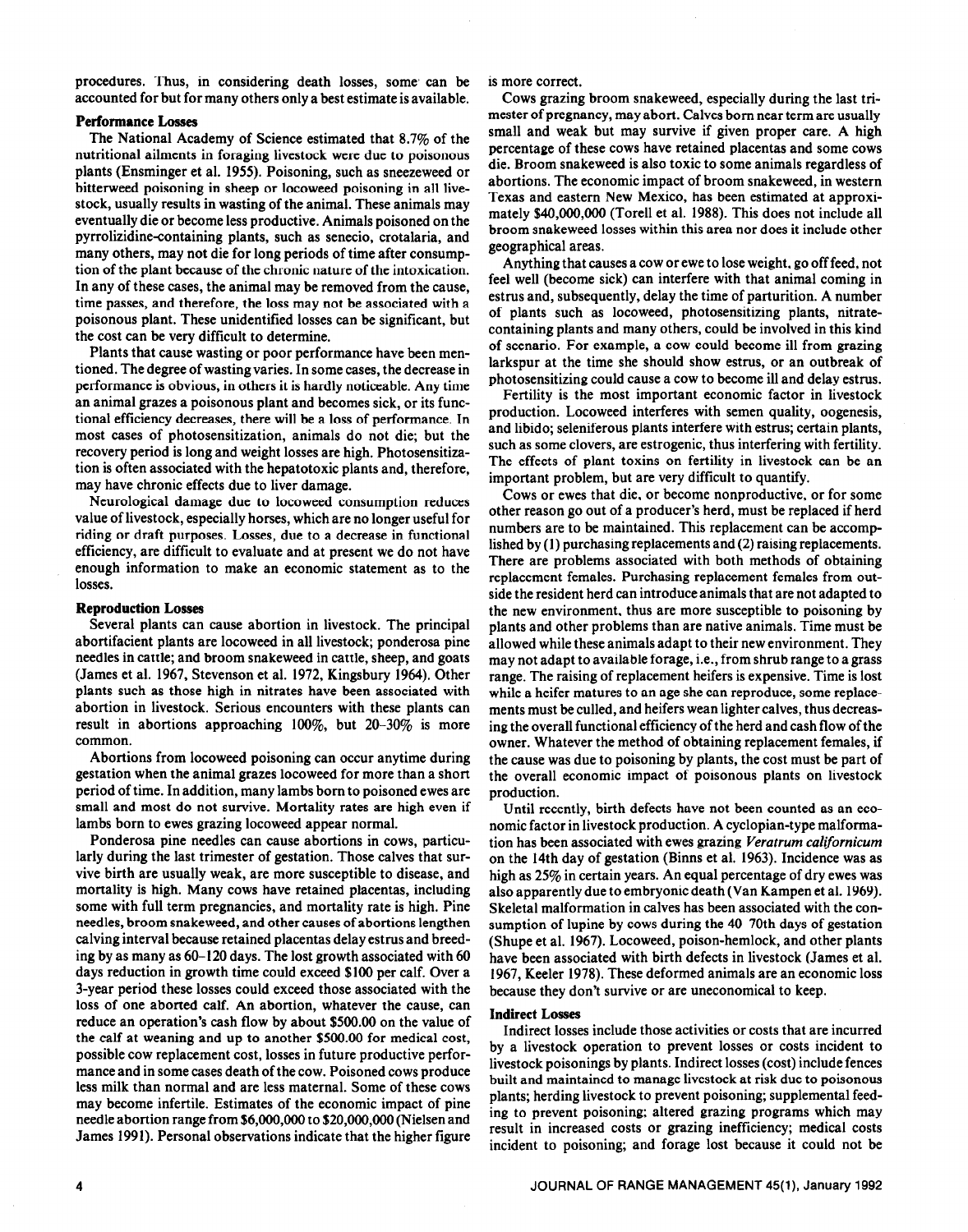procedures. Thus, in considering death losses, some can be accounted for but for many others only a best estimate is available.

### Performance Losses

The National Academy of Science estimated that 8.7% of the nutritional ailments in foraging livestock were due to poisonous plants (Ensminger et al. 1955). Poisoning, such as sneezeweed or bitterweed poisoning in sheep or locoweed poisoning in all livestock, usually results in wasting of the animal. These animals may eventually die or become less productive. Animals poisoned on the pyrrolizidine-containing plants, such as senecio, crotalaria, and many others, may not die for long periods of time after consumption of the plant because of the chronic nature of the intoxication. In any of these cases, the animal may be removed from the cause, time passes, and therefore, the loss may not be associated with a poisonous plant. These unidentified losses can be significant, but the cost can be very difficult to determine.

Plants that cause wasting or poor performance have been mentioned. The degree of wasting varies. In some cases, the decrease in performance is obvious, in others it is hardly noticeable. Any time an animal grazes a poisonous plant and becomes sick, or its functional efficiency decreases, there will be a loss of performance. In most cases of photosensitization, animals do not die; but the recovery period is long and weight losses are high. Photosensitization is often associated with the hepatotoxic plants and, therefore, may have chronic effects due to liver damage.

Neurological damage due to locoweed consumption reduces value of livestock, especially horses, which are no longer useful for riding or draft purposes. Losses, due to a decrease in functional efficiency, are difficult to evaluate and at present we do not have enough information to make an economic statement as to the losses.

### Reproduction Losses

Several plants can cause abortion in livestock. The principal abortifacient plants are locoweed in all livestock; ponderosa pine needles in cattle; and broom snakeweed in cattle, sheep, and goats (James et al. 1967, Stevenson et al. 1972, Kingsbury 1964). Other plants such as those high in nitrates have been associated with abortion in livestock. Serious encounters with these plants can result in abortions approaching 100%, but 20–30% is more common.

Abortions from locoweed poisoning can occur anytime during gestation when the animal grazes locoweed for more than a short period of time. In addition, many lambs born to poisoned ewes are small and most do not survive. Mortality rates are high even if lambs born to ewes grazing locoweed appear normal.

Ponderosa pine needles can cause abortions in cows, particularly during the last trimester of gestation. Those calves that survive birth are usually weak, are more susceptible to disease, and mortality is high. Many cows have retained placentas, including some with full term pregnancies, and mortality rate is high. Pine needles, broom snakeweed, and other causes of abortions lengthen calving interval because retained placentas delay estrus and breeding by as many as 60–120 days. The lost growth associated with 60 days reduction in growth time could exceed $100 per calf. Over a 3-year period these losses could exceed those associated with the loss of one aborted calf. An abortion, whatever the cause, can reduce an operation's cash flow by about $500.00 on the value of the calf at weaning and up to another $500.00 for medical cost, possible cow replacement cost, losses in future productive performance and in some cases death of the cow. Poisoned cows produce less milk than normal and are less maternal. Some of these cows may become infertile. Estimates of the economic impact of pine needle abortion range from $6,000,000 to $20,000,000 (Nielsen and James 1991). Personal observations indicate that the higher figure is more correct.

Cows grazing broom snakeweed, especially during the last trimester of pregnancy, may abort. Calves born near term are usually small and weak but may survive if given proper care. A high percentage of these cows have retained placentas and some cows die. Broom snakeweed is also toxic to some animals regardless of abortions. The economic impact of broom snakeweed, in western Texas and eastern New Mexico, has been estimated at approximately $40,000,000 (Torell et al. 1988). This does not include all broom snakeweed losses within this area nor does it include other geographical areas.

Anything that causes a cow or ewe to lose weight, go off feed, not feel well (become sick) can interfere with that animal coming in estrus and, subsequently, delay the time of parturition. A number of plants such as locoweed, photosensitizing plants, nitrate-containing plants and many others, could be involved in this kind of scenario. For example, a cow could become ill from grazing larkspur at the time she should show estrus, or an outbreak of photosensitizing could cause a cow to become ill and delay estrus.

Fertility is the most important economic factor in livestock production. Locoweed interferes with semen quality, oogenesis, and libido; seleniferous plants interfere with estrus; certain plants, such as some clovers, are estrogenic, thus interfering with fertility. The effects of plant toxins on fertility in livestock can be an important problem, but are very difficult to quantify.

Cows or ewes that die, or become nonproductive, or for some other reason go out of a producer's herd, must be replaced if herd numbers are to be maintained. This replacement can be accomplished by (1) purchasing replacements and (2) raising replacements. There are problems associated with both methods of obtaining replacement females. Purchasing replacement females from outside the resident herd can introduce animals that are not adapted to the new environment, thus are more susceptible to poisoning by plants and other problems than are native animals. Time must be allowed while these animals adapt to their new environment. They may not adapt to available forage, i.e., from shrub range to a grass range. The raising of replacement heifers is expensive. Time is lost while a heifer matures to an age she can reproduce, some replacements must be culled, and heifers wean lighter calves, thus decreasing the overall functional efficiency of the herd and cash flow of the owner. Whatever the method of obtaining replacement females, if the cause was due to poisoning by plants, the cost must be part of the overall economic impact of poisonous plants on livestock production.

Until recently, birth defects have not been counted as an economic factor in livestock production. A cyclopian-type malformation has been associated with ewes grazing *Veratrum californicum* on the 14th day of gestation (Binns et al. 1963). Incidence was as high as 25% in certain years. An equal percentage of dry ewes was also apparently due to embryonic death (Van Kampen et al. 1969). Skeletal malformation in calves has been associated with the consumption of lupine by cows during the 40 70th days of gestation (Shupe et al. 1967). Locoweed, poison-hemlock, and other plants have been associated with birth defects in livestock (James et al. 1967, Keeler 1978). These deformed animals are an economic loss because they don't survive or are uneconomical to keep.

### Indirect Losses

Indirect losses include those activities or costs that are incurred by a livestock operation to prevent losses or costs incident to livestock poisonings by plants. Indirect losses (cost) include fences built and maintained to manage livestock at risk due to poisonous plants; herding livestock to prevent poisoning; supplemental feeding to prevent poisoning; altered grazing programs which may result in increased costs or grazing inefficiency; medical costs incident to poisoning; and forage lost because it could not be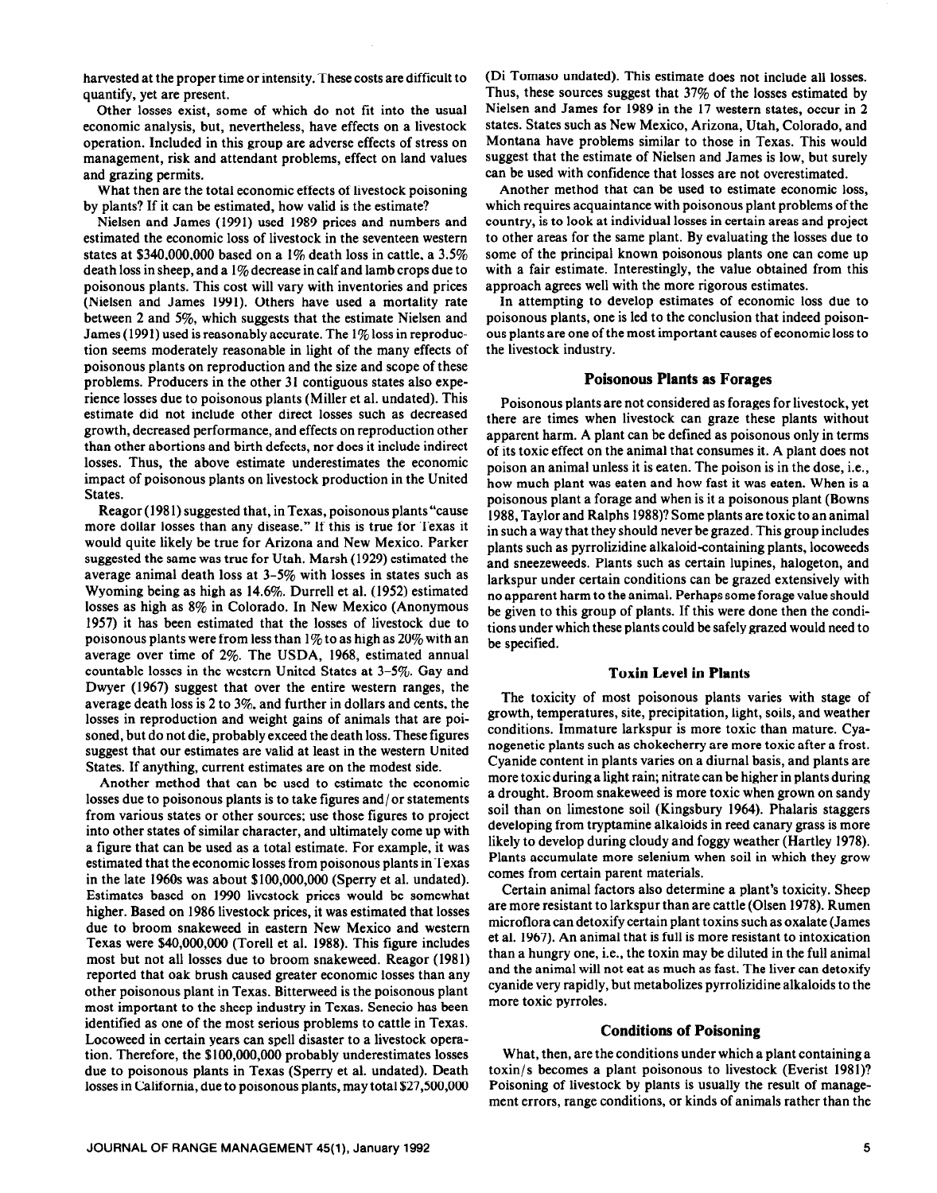harvested at the proper time or intensity. These costs are difficult to quantify, yet are present.

Other losses exist, some of which do not fit into the usual economic analysis, but, nevertheless, have effects on a livestock operation. Included in this group are adverse effects of stress on management, risk and attendant problems, effect on land values and grazing permits.

What then are the total economic effects of livestock poisoning by plants? If it can be estimated, how valid is the estimate?

Nielsen and James (1991) used 1989 prices and numbers and estimated the economic loss of livestock in the seventeen western states at $340,000,000 based on a 1% death loss in cattle, a 3.5% death loss in sheep, and a 1% decrease in calf and lamb crops due to poisonous plants. This cost will vary with inventories and prices (Nielsen and James 1991). Others have used a mortality rate between 2 and 5%, which suggests that the estimate Nielsen and James (1991) used is reasonably accurate. The 1% loss in reproduction seems moderately reasonable in light of the many effects of poisonous plants on reproduction and the size and scope of these problems. Producers in the other 31 contiguous states also experience losses due to poisonous plants (Miller et al. undated). This estimate did not include other direct losses such as decreased growth, decreased performance, and effects on reproduction other than other abortions and birth defects, nor does it include indirect losses. Thus, the above estimate underestimates the economic impact of poisonous plants on livestock production in the United States.

Reagor (1981) suggested that, in Texas, poisonous plants "cause more dollar losses than any disease." If this is true for Texas it would quite likely be true for Arizona and New Mexico. Parker suggested the same was true for Utah. Marsh (1929) estimated the average animal death loss at 3–5% with losses in states such as Wyoming being as high as 14.6%. Durrell et al. (1952) estimated losses as high as 8% in Colorado. In New Mexico (Anonymous 1957) it has been estimated that the losses of livestock due to poisonous plants were from less than 1% to as high as 20% with an average over time of 2%. The USDA, 1968, estimated annual countable losses in the western United States at 3–5%. Gay and Dwyer (1967) suggest that over the entire western ranges, the average death loss is 2 to 3%, and further in dollars and cents, the losses in reproduction and weight gains of animals that are poisoned, but do not die, probably exceed the death loss. These figures suggest that our estimates are valid at least in the western United States. If anything, current estimates are on the modest side.

Another method that can be used to estimate the economic losses due to poisonous plants is to take figures and/or statements from various states or other sources; use those figures to project into other states of similar character, and ultimately come up with a figure that can be used as a total estimate. For example, it was estimated that the economic losses from poisonous plants in Texas in the late 1960s was about $100,000,000 (Sperry et al. undated). Estimates based on 1990 livestock prices would be somewhat higher. Based on 1986 livestock prices, it was estimated that losses due to broom snakeweed in eastern New Mexico and western Texas were $40,000,000 (Torell et al. 1988). This figure includes most but not all losses due to broom snakeweed. Reagor (1981) reported that oak brush caused greater economic losses than any other poisonous plant in Texas. Bitterweed is the poisonous plant most important to the sheep industry in Texas. Senecio has been identified as one of the most serious problems to cattle in Texas. Locoweed in certain years can spell disaster to a livestock operation. Therefore, the $100,000,000 probably underestimates losses due to poisonous plants in Texas (Sperry et al. undated). Death losses in California, due to poisonous plants, may total $27,500,000 (Di Tomaso undated). This estimate does not include all losses. Thus, these sources suggest that 37% of the losses estimated by Nielsen and James for 1989 in the 17 western states, occur in 2 states. States such as New Mexico, Arizona, Utah, Colorado, and Montana have problems similar to those in Texas. This would suggest that the estimate of Nielsen and James is low, but surely can be used with confidence that losses are not overestimated.

Another method that can be used to estimate economic loss, which requires acquaintance with poisonous plant problems of the country, is to look at individual losses in certain areas and project to other areas for the same plant. By evaluating the losses due to some of the principal known poisonous plants one can come up with a fair estimate. Interestingly, the value obtained from this approach agrees well with the more rigorous estimates.

In attempting to develop estimates of economic loss due to poisonous plants, one is led to the conclusion that indeed poisonous plants are one of the most important causes of economic loss to the livestock industry.

## Poisonous Plants as Forages

Poisonous plants are not considered as forages for livestock, yet there are times when livestock can graze these plants without apparent harm. A plant can be defined as poisonous only in terms of its toxic effect on the animal that consumes it. A plant does not poison an animal unless it is eaten. The poison is in the dose, i.e., how much plant was eaten and how fast it was eaten. When is a poisonous plant a forage and when is it a poisonous plant (Bowns 1988, Taylor and Ralphs 1988)? Some plants are toxic to an animal in such a way that they should never be grazed. This group includes plants such as pyrrolizidine alkaloid-containing plants, locoweeds and sneezeweeds. Plants such as certain lupines, halogeton, and larkspur under certain conditions can be grazed extensively with no apparent harm to the animal. Perhaps some forage value should be given to this group of plants. If this were done then the conditions under which these plants could be safely grazed would need to be specified.

## Toxin Level in Plants

The toxicity of most poisonous plants varies with stage of growth, temperatures, site, precipitation, light, soils, and weather conditions. Immature larkspur is more toxic than mature. Cyanogenetic plants such as chokecherry are more toxic after a frost. Cyanide content in plants varies on a diurnal basis, and plants are more toxic during a light rain; nitrate can be higher in plants during a drought. Broom snakeweed is more toxic when grown on sandy soil than on limestone soil (Kingsbury 1964). Phalaris staggers developing from tryptamine alkaloids in reed canary grass is more likely to develop during cloudy and foggy weather (Hartley 1978). Plants accumulate more selenium when soil in which they grow comes from certain parent materials.

Certain animal factors also determine a plant's toxicity. Sheep are more resistant to larkspur than are cattle (Olsen 1978). Rumen microflora can detoxify certain plant toxins such as oxalate (James et al. 1967). An animal that is full is more resistant to intoxication than a hungry one, i.e., the toxin may be diluted in the full animal and the animal will not eat as much as fast. The liver can detoxify cyanide very rapidly, but metabolizes pyrrolizidine alkaloids to the more toxic pyrroles.

## Conditions of Poisoning

What, then, are the conditions under which a plant containing a toxin/s becomes a plant poisonous to livestock (Everist 1981)? Poisoning of livestock by plants is usually the result of management errors, range conditions, or kinds of animals rather than the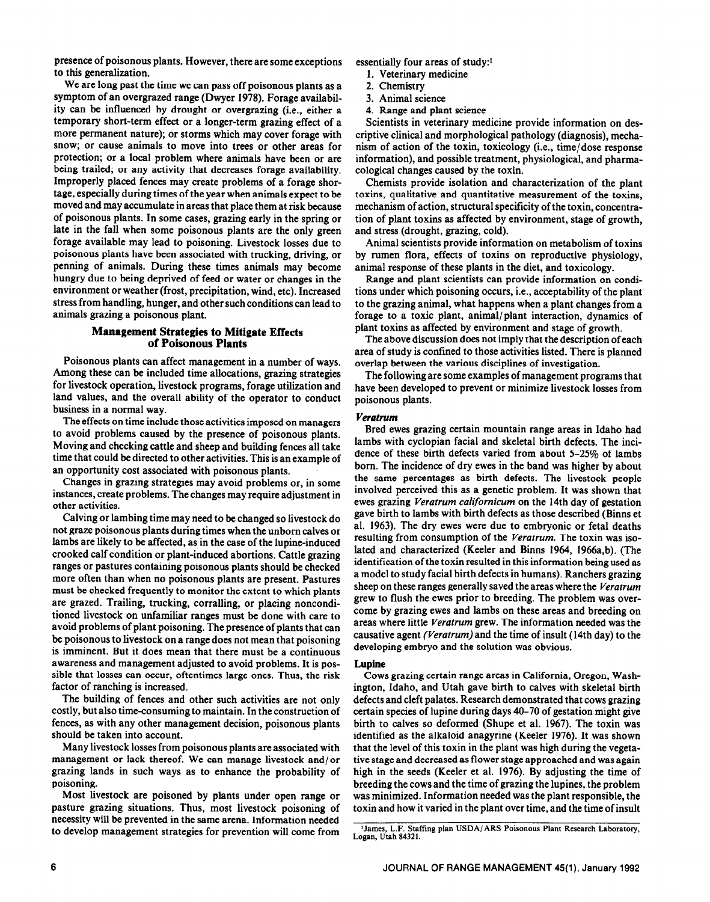presence of poisonous plants. However, there are some exceptions to this generalization.

We are long past the time we can pass off poisonous plants as a symptom of an overgrazed range (Dwyer 1978). Forage availability can be influenced by drought or overgrazing (i.e., either a temporary short-term effect or a longer-term grazing effect of a more permanent nature); or storms which may cover forage with snow; or cause animals to move into trees or other areas for protection; or a local problem where animals have been or are being trailed; or any activity that decreases forage availability. Improperly placed fences may create problems of a forage shortage, especially during times of the year when animals expect to be moved and may accumulate in areas that place them at risk because of poisonous plants. In some cases, grazing early in the spring or late in the fall when some poisonous plants are the only green forage available may lead to poisoning. Livestock losses due to poisonous plants have been associated with trucking, driving, or penning of animals. During these times animals may become hungry due to being deprived of feed or water or changes in the environment or weather (frost, precipitation, wind, etc). Increased stress from handling, hunger, and other such conditions can lead to animals grazing a poisonous plant.

## Management Strategies to Mitigate Effects of Poisonous Plants

Poisonous plants can affect management in a number of ways. Among these can be included time allocations, grazing strategies for livestock operation, livestock programs, forage utilization and land values, and the overall ability of the operator to conduct business in a normal way.

The effects on time include those activities imposed on managers to avoid problems caused by the presence of poisonous plants. Moving and checking cattle and sheep and building fences all take time that could be directed to other activities. This is an example of an opportunity cost associated with poisonous plants.

Changes in grazing strategies may avoid problems or, in some instances, create problems. The changes may require adjustment in other activities.

Calving or lambing time may need to be changed so livestock do not graze poisonous plants during times when the unborn calves or lambs are likely to be affected, as in the case of the lupine-induced crooked calf condition or plant-induced abortions. Cattle grazing ranges or pastures containing poisonous plants should be checked more often than when no poisonous plants are present. Pastures must be checked frequently to monitor the extent to which plants are grazed. Trailing, trucking, corralling, or placing nonconditioned livestock on unfamiliar ranges must be done with care to avoid problems of plant poisoning. The presence of plants that can be poisonous to livestock on a range does not mean that poisoning is imminent. But it does mean that there must be a continuous awareness and management adjusted to avoid problems. It is possible that losses can occur, oftentimes large ones. Thus, the risk factor of ranching is increased.

The building of fences and other such activities are not only costly, but also time-consuming to maintain. In the construction of fences, as with any other management decision, poisonous plants should be taken into account.

Many livestock losses from poisonous plants are associated with management or lack thereof. We can manage livestock and/or grazing lands in such ways as to enhance the probability of poisoning.

Most livestock are poisoned by plants under open range or pasture grazing situations. Thus, most livestock poisoning of necessity will be prevented in the same arena. Information needed to develop management strategies for prevention will come from essentially four areas of study:[1]

1. Veterinary medicine
2. Chemistry
3. Animal science
4. Range and plant science

Scientists in veterinary medicine provide information on descriptive clinical and morphological pathology (diagnosis), mechanism of action of the toxin, toxicology (i.e., time/dose response information), and possible treatment, physiological, and pharmacological changes caused by the toxin.

Chemists provide isolation and characterization of the plant toxins, qualitative and quantitative measurement of the toxins, mechanism of action, structural specificity of the toxin, concentration of plant toxins as affected by environment, stage of growth, and stress (drought, grazing, cold).

Animal scientists provide information on metabolism of toxins by rumen flora, effects of toxins on reproductive physiology, animal response of these plants in the diet, and toxicology.

Range and plant scientists can provide information on conditions under which poisoning occurs, i.e., acceptability of the plant to the grazing animal, what happens when a plant changes from a forage to a toxic plant, animal/plant interaction, dynamics of plant toxins as affected by environment and stage of growth.

The above discussion does not imply that the description of each area of study is confined to those activities listed. There is planned overlap between the various disciplines of investigation.

The following are some examples of management programs that have been developed to prevent or minimize livestock losses from poisonous plants.

### *Veratrum*

Bred ewes grazing certain mountain range areas in Idaho had lambs with cyclopian facial and skeletal birth defects. The incidence of these birth defects varied from about 5–25% of lambs born. The incidence of dry ewes in the band was higher by about the same percentages as birth defects. The livestock people involved perceived this as a genetic problem. It was shown that ewes grazing *Veratrum californicum* on the 14th day of gestation gave birth to lambs with birth defects as those described (Binns et al. 1963). The dry ewes were due to embryonic or fetal deaths resulting from consumption of the *Veratrum*. The toxin was isolated and characterized (Keeler and Binns 1964, 1966a,b). (The identification of the toxin resulted in this information being used as a model to study facial birth defects in humans). Ranchers grazing sheep on these ranges generally saved the areas where the *Veratrum* grew to flush the ewes prior to breeding. The problem was overcome by grazing ewes and lambs on these areas and breeding on areas where little *Veratrum* grew. The information needed was the causative agent (*Veratrum*) and the time of insult (14th day) to the developing embryo and the solution was obvious.

### Lupine

Cows grazing certain range areas in California, Oregon, Washington, Idaho, and Utah gave birth to calves with skeletal birth defects and cleft palates. Research demonstrated that cows grazing certain species of lupine during days 40–70 of gestation might give birth to calves so deformed (Shupe et al. 1967). The toxin was identified as the alkaloid anagyrine (Keeler 1976). It was shown that the level of this toxin in the plant was high during the vegetative stage and decreased as flower stage approached and was again high in the seeds (Keeler et al. 1976). By adjusting the time of breeding the cows and the time of grazing the lupines, the problem was minimized. Information needed was the plant responsible, the toxin and how it varied in the plant over time, and the time of insult

[1] James, L.F. Staffing plan USDA/ARS Poisonous Plant Research Laboratory, Logan, Utah 84321.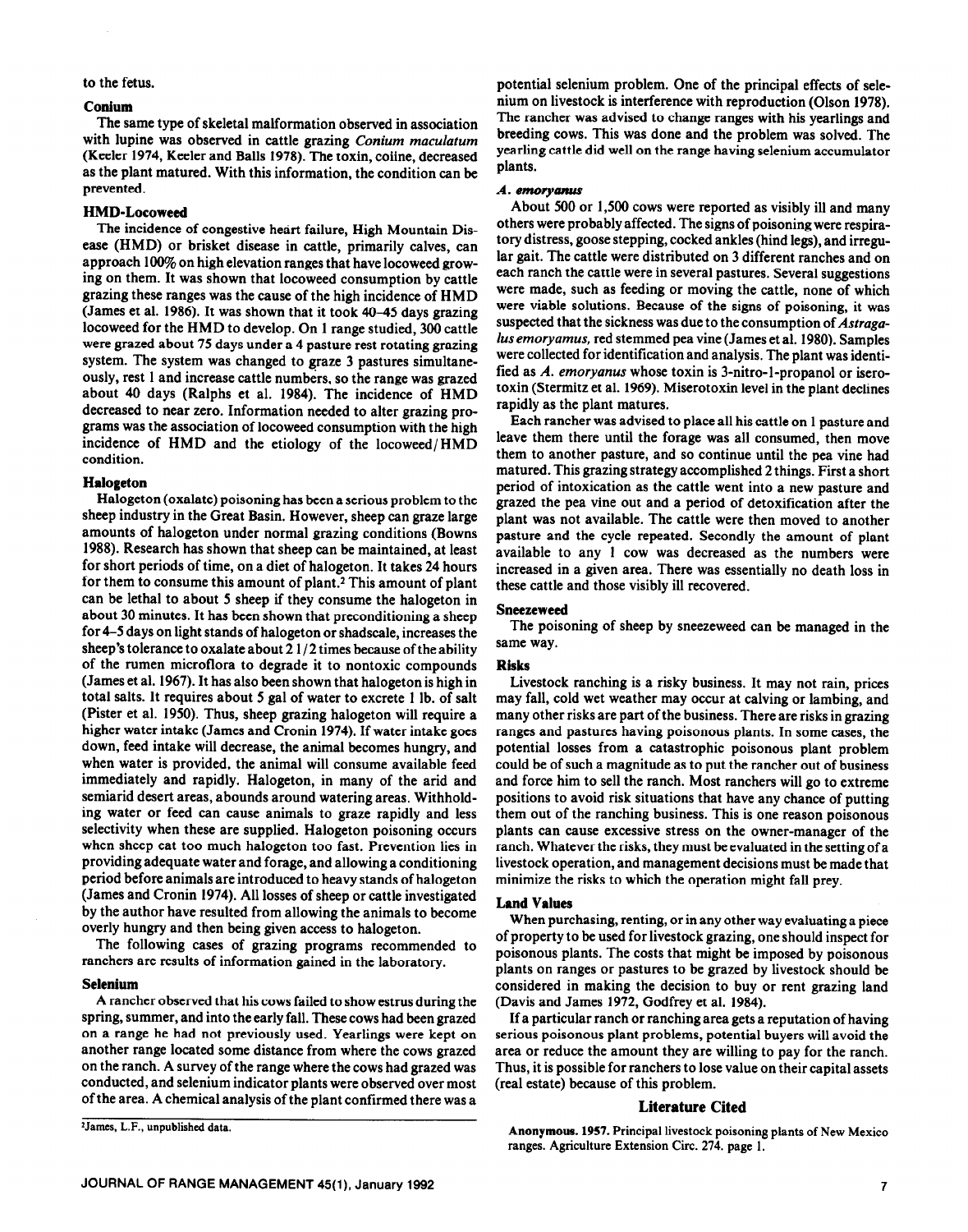to the fetus.

### Conium

The same type of skeletal malformation observed in association with lupine was observed in cattle grazing *Conium maculatum* (Keeler 1974, Keeler and Balls 1978). The toxin, coiine, decreased as the plant matured. With this information, the condition can be prevented.

### HMD-Locoweed

The incidence of congestive heart failure, High Mountain Disease (HMD) or brisket disease in cattle, primarily calves, can approach 100% on high elevation ranges that have locoweed growing on them. It was shown that locoweed consumption by cattle grazing these ranges was the cause of the high incidence of HMD (James et al. 1986). It was shown that it took 40–45 days grazing locoweed for the HMD to develop. On 1 range studied, 300 cattle were grazed about 75 days under a 4 pasture rest rotating grazing system. The system was changed to graze 3 pastures simultaneously, rest 1 and increase cattle numbers, so the range was grazed about 40 days (Ralphs et al. 1984). The incidence of HMD decreased to near zero. Information needed to alter grazing programs was the association of locoweed consumption with the high incidence of HMD and the etiology of the locoweed/HMD condition.

### Halogeton

Halogeton (oxalate) poisoning has been a serious problem to the sheep industry in the Great Basin. However, sheep can graze large amounts of halogeton under normal grazing conditions (Bowns 1988). Research has shown that sheep can be maintained, at least for short periods of time, on a diet of halogeton. It takes 24 hours for them to consume this amount of plant.[2] This amount of plant can be lethal to about 5 sheep if they consume the halogeton in about 30 minutes. It has been shown that preconditioning a sheep for 4–5 days on light stands of halogeton or shadscale, increases the sheep's tolerance to oxalate about 2 1/2 times because of the ability of the rumen microflora to degrade it to nontoxic compounds (James et al. 1967). It has also been shown that halogeton is high in total salts. It requires about 5 gal of water to excrete 1 lb. of salt (Pister et al. 1950). Thus, sheep grazing halogeton will require a higher water intake (James and Cronin 1974). If water intake goes down, feed intake will decrease, the animal becomes hungry, and when water is provided, the animal will consume available feed immediately and rapidly. Halogeton, in many of the arid and semiarid desert areas, abounds around watering areas. Withholding water or feed can cause animals to graze rapidly and less selectivity when these are supplied. Halogeton poisoning occurs when sheep eat too much halogeton too fast. Prevention lies in providing adequate water and forage, and allowing a conditioning period before animals are introduced to heavy stands of halogeton (James and Cronin 1974). All losses of sheep or cattle investigated by the author have resulted from allowing the animals to become overly hungry and then being given access to halogeton.

The following cases of grazing programs recommended to ranchers are results of information gained in the laboratory.

### Selenium

A rancher observed that his cows failed to show estrus during the spring, summer, and into the early fall. These cows had been grazed on a range he had not previously used. Yearlings were kept on another range located some distance from where the cows grazed on the ranch. A survey of the range where the cows had grazed was conducted, and selenium indicator plants were observed over most of the area. A chemical analysis of the plant confirmed there was a potential selenium problem. One of the principal effects of selenium on livestock is interference with reproduction (Olson 1978). The rancher was advised to change ranges with his yearlings and breeding cows. This was done and the problem was solved. The yearling cattle did well on the range having selenium accumulator plants.

### *A. emoryanus*

About 500 or 1,500 cows were reported as visibly ill and many others were probably affected. The signs of poisoning were respiratory distress, goose stepping, cocked ankles (hind legs), and irregular gait. The cattle were distributed on 3 different ranches and on each ranch the cattle were in several pastures. Several suggestions were made, such as feeding or moving the cattle, none of which were viable solutions. Because of the signs of poisoning, it was suspected that the sickness was due to the consumption of *Astragalus emoryamus*, red stemmed pea vine (James et al. 1980). Samples were collected for identification and analysis. The plant was identified as *A. emoryanus* whose toxin is 3-nitro-1-propanol or iserotoxin (Stermitz et al. 1969). Miserotoxin level in the plant declines rapidly as the plant matures.

Each rancher was advised to place all his cattle on 1 pasture and leave them there until the forage was all consumed, then move them to another pasture, and so continue until the pea vine had matured. This grazing strategy accomplished 2 things. First a short period of intoxication as the cattle went into a new pasture and grazed the pea vine out and a period of detoxification after the plant was not available. The cattle were then moved to another pasture and the cycle repeated. Secondly the amount of plant available to any 1 cow was decreased as the numbers were increased in a given area. There was essentially no death loss in these cattle and those visibly ill recovered.

### Sneezeweed

The poisoning of sheep by sneezeweed can be managed in the same way.

### Risks

Livestock ranching is a risky business. It may not rain, prices may fall, cold wet weather may occur at calving or lambing, and many other risks are part of the business. There are risks in grazing ranges and pastures having poisonous plants. In some cases, the potential losses from a catastrophic poisonous plant problem could be of such a magnitude as to put the rancher out of business and force him to sell the ranch. Most ranchers will go to extreme positions to avoid risk situations that have any chance of putting them out of the ranching business. This is one reason poisonous plants can cause excessive stress on the owner-manager of the ranch. Whatever the risks, they must be evaluated in the setting of a livestock operation, and management decisions must be made that minimize the risks to which the operation might fall prey.

### Land Values

When purchasing, renting, or in any other way evaluating a piece of property to be used for livestock grazing, one should inspect for poisonous plants. The costs that might be imposed by poisonous plants on ranges or pastures to be grazed by livestock should be considered in making the decision to buy or rent grazing land (Davis and James 1972, Godfrey et al. 1984).

If a particular ranch or ranching area gets a reputation of having serious poisonous plant problems, potential buyers will avoid the area or reduce the amount they are willing to pay for the ranch. Thus, it is possible for ranchers to lose value on their capital assets (real estate) because of this problem.

## Literature Cited

**Anonymous. 1957.** Principal livestock poisoning plants of New Mexico ranges. Agriculture Extension Circ. 274. page 1.

---

[2] James, L.F., unpublished data.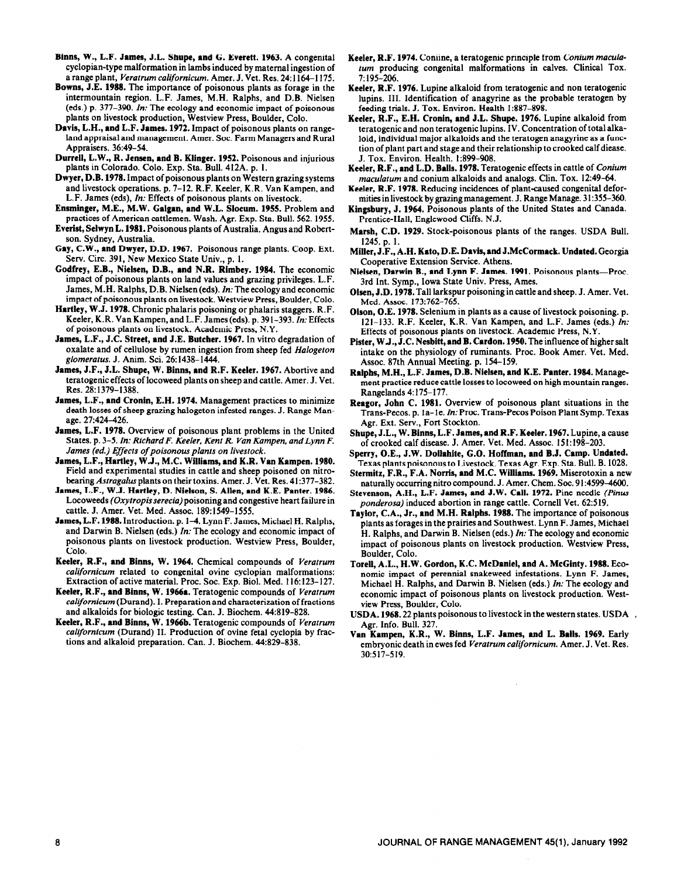**Binns, W., L.F. James, J.L. Shupe, and G. Everett. 1963.** A congenital cyclopian-type malformation in lambs induced by maternal ingestion of a range plant, *Veratrum californicum.* Amer. J. Vet. Res. 24:1164–1175.

**Bowns, J.E. 1988.** The importance of poisonous plants as forage in the intermountain region. L.F. James, M.H. Ralphs, and D.B. Nielsen (eds.) p. 377–390. *In:* The ecology and economic impact of poisonous plants on livestock production, Westview Press, Boulder, Colo.

**Davis, L.H., and L.F. James. 1972.** Impact of poisonous plants on rangeland appraisal and management. Amer. Soc. Farm Managers and Rural Appraisers. 36:49–54.

**Durrell, L.W., R. Jensen, and B. Klinger. 1952.** Poisonous and injurious plants in Colorado. Colo. Exp. Sta. Bull. 412A. p. 1.

**Dwyer, D.B. 1978.** Impact of poisonous plants on Western grazing systems and livestock operations. p. 7–12. R.F. Keeler, K.R. Van Kampen, and L.F. James (eds), *In:* Effects of poisonous plants on livestock.

**Ensminger, M.E., M.W. Galgan, and W.L. Slocum. 1955.** Problem and practices of American cattlemen. Wash. Agr. Exp. Sta. Bull. 562. 1955.

**Everist, Selwyn L. 1981.** Poisonous plants of Australia. Angus and Robertson. Sydney, Australia.

**Gay, C.W., and Dwyer, D.D. 1967.** Poisonous range plants. Coop. Ext. Serv. Circ. 391, New Mexico State Univ., p. 1.

**Godfrey, E.B., Nielsen, D.B., and N.R. Rimbey. 1984.** The economic impact of poisonous plants on land values and grazing privileges. L.F. James, M.H. Ralphs, D.B. Nielsen (eds). *In:* The ecology and economic impact of poisonous plants on livestock. Westview Press, Boulder, Colo.

**Hartley, W.J. 1978.** Chronic phalaris poisoning or phalaris staggers. R.F. Keeler, K.R. Van Kampen, and L.F. James (eds). p. 391–393. *In:* Effects of poisonous plants on livestock. Academic Press, N.Y.

**James, L.F., J.C. Street, and J.E. Butcher. 1967.** In vitro degradation of oxalate and of cellulose by rumen ingestion from sheep fed *Halogeton glomeratus.* J. Anim. Sci. 26:1438–1444.

**James, J.F., J.L. Shupe, W. Binns, and R.F. Keeler. 1967.** Abortive and teratogenic effects of locoweed plants on sheep and cattle. Amer. J. Vet. Res. 28:1379–1388.

**James, L.F., and Cronin, E.H. 1974.** Management practices to minimize death losses of sheep grazing halogeton infested ranges. J. Range Manage. 27:424–426.

**James, L.F. 1978.** Overview of poisonous plant problems in the United States. p. 3–5. *In: Richard F. Keeler, Kent R. Van Kampen, and Lynn F. James (ed.) Effects of poisonous plants on livestock.*

**James, L.F., Hartley, W.J., M.C. Williams, and K.R. Van Kampen. 1980.** Field and experimental studies in cattle and sheep poisoned on nitro-bearing *Astragalus* plants on their toxins. Amer. J. Vet. Res. 41:377–382.

**James, L.F., W.J. Hartley, D. Nielson, S. Allen, and K.E. Panter. 1986.** Locoweeds *(Oxytropis serecia)* poisoning and congestive heart failure in cattle. J. Amer. Vet. Med. Assoc. 189:1549–1555.

**James, L.F. 1988.** Introduction. p. 1–4. Lynn F. James, Michael H. Ralphs, and Darwin B. Nielsen (eds.) *In:* The ecology and economic impact of poisonous plants on livestock production. Westview Press, Boulder, Colo.

**Keeler, R.F., and Binns, W. 1964.** Chemical compounds of *Veratrum californicum* related to congenital ovine cyclopian malformations: Extraction of active material. Proc. Soc. Exp. Biol. Med. 116:123–127.

**Keeler, R.F., and Binns, W. 1966a.** Teratogenic compounds of *Veratrum californicum* (Durand). I. Preparation and characterization of fractions and alkaloids for biologic testing. Can. J. Biochem. 44:819–828.

**Keeler, R.F., and Binns, W. 1966b.** Teratogenic compounds of *Veratrum californicum* (Durand) II. Production of ovine fetal cyclopia by fractions and alkaloid preparation. Can. J. Biochem. 44:829–838.

**Keeler, R.F. 1974.** Coniine, a teratogenic principle from *Conium maculatum* producing congenital malformations in calves. Clinical Tox. 7:195–206.

**Keeler, R.F. 1976.** Lupine alkaloid from teratogenic and non teratogenic lupins. III. Identification of anagyrine as the probable teratogen by feeding trials. J. Tox. Environ. Health 1:887–898.

**Keeler, R.F., E.H. Cronin, and J.L. Shupe. 1976.** Lupine alkaloid from teratogenic and non teratogenic lupins. IV. Concentration of total alkaloid, individual major alkaloids and the teratogen anagyrine as a function of plant part and stage and their relationship to crooked calf diease. J. Tox. Environ. Health. 1:899–908.

**Keeler, R.F., and L.D. Balls. 1978.** Teratogenic effects in cattle of *Conium maculatum* and conium alkaloids and analogs. Clin. Tox. 12:49–64.

**Keeler, R.F. 1978.** Reducing incidences of plant-caused congenital deformities in livestock by grazing management. J. Range Manage. 31:355–360.

**Kingsbury, J. 1964.** Poisonous plants of the United States and Canada. Prentice-Hall, Englewood Cliffs. N.J.

**Marsh, C.D. 1929.** Stock-poisonous plants of the ranges. USDA Bull. 1245. p. 1.

**Miller, J.F., A.H. Kato, D.E. Davis, and J.McCormack. Undated.** Georgia Cooperative Extension Service. Athens.

**Nielsen, Darwin B., and Lynn F. James. 1991.** Poisonous plants—Proc. 3rd Int. Symp., Iowa State Univ. Press, Ames.

**Olsen, J.D. 1978.** Tall larkspur poisoning in cattle and sheep. J. Amer. Vet. Med. Assoc. 173:762–765.

**Olson, O.E. 1978.** Selenium in plants as a cause of livestock poisoning. p. 121–133. R.F. Keeler, K.R. Van Kampen, and L.F. James (eds.) *In:* Effects of poisonous plants on livestock. Academic Press, N.Y.

**Pister, W.J., J.C. Nesbitt, and B. Cardon. 1950.** The influence of higher salt intake on the physiology of ruminants. Proc. Book Amer. Vet. Med. Assoc. 87th Annual Meeting. p. 154–159.

**Ralphs, M.H., L.F. James, D.B. Nielsen, and K.E. Panter. 1984.** Management practice reduce cattle losses to locoweed on high mountain ranges. Rangelands 4:175–177.

**Reagor, John C. 1981.** Overview of poisonous plant situations in the Trans-Pecos. p. 1a–1e. *In:* Proc. Trans-Pecos Poison Plant Symp. Texas Agr. Ext. Serv., Fort Stockton.

**Shupe, J.L., W. Binns, L.F. James, and R.F. Keeler. 1967.** Lupine, a cause of crooked calf disease. J. Amer. Vet. Med. Assoc. 151:198–203.

**Sperry, O.E., J.W. Dollahite, G.O. Hoffman, and B.J. Camp. Undated.** Texas plants poisonous to Livestock. Texas Agr. Exp. Sta. Bull. B. 1028.

**Stermitz, F.R., F.A. Norris, and M.C. Williams. 1969.** Miserotoxin a new naturally occurring nitro compound. J. Amer. Chem. Soc. 91:4599–4600.

**Stevenson, A.H., L.F. James, and J.W. Call. 1972.** Pine needle *(Pinus ponderosa)* induced abortion in range cattle. Cornell Vet. 62:519.

**Taylor, C.A., Jr., and M.H. Ralphs. 1988.** The importance of poisonous plants as forages in the prairies and Southwest. Lynn F. James, Michael H. Ralphs, and Darwin B. Nielsen (eds.) *In:* The ecology and economic impact of poisonous plants on livestock production. Westview Press, Boulder, Colo.

**Torell, A.L., H.W. Gordon, K.C. McDaniel, and A. McGinty. 1988.** Economic impact of perennial snakeweed infestations. Lynn F. James, Michael H. Ralphs, and Darwin B. Nielsen (eds.) *In:* The ecology and economic impact of poisonous plants on livestock production. Westview Press, Boulder, Colo.

**USDA. 1968.** 22 plants poisonous to livestock in the western states. USDA Agr. Info. Bull. 327.

**Van Kampen, K.R., W. Binns, L.F. James, and L. Balls. 1969.** Early embryonic death in ewes fed *Veratrum californicum.* Amer. J. Vet. Res. 30:517–519.